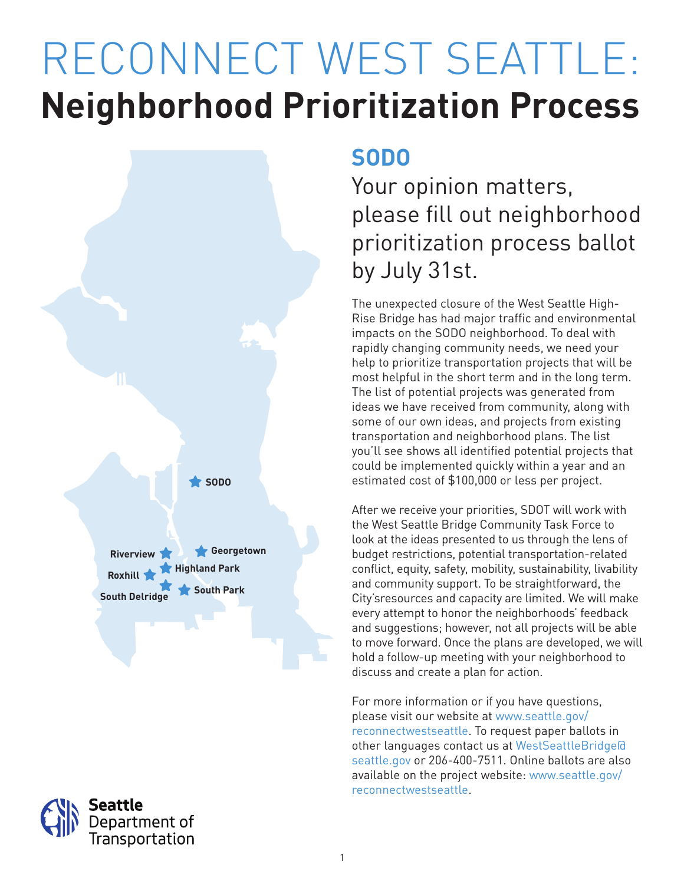# RECONNECT WEST SEATTLE:
# Neighborhood Prioritization Process

SODO
Riverview
Georgetown
Highland Park
Roxhill
South Delridge
South Park

## SODO

Your opinion matters, please fill out neighborhood prioritization process ballot by July 31st.

The unexpected closure of the West Seattle High-Rise Bridge has had major traffic and environmental impacts on the SODO neighborhood. To deal with rapidly changing community needs, we need your help to prioritize transportation projects that will be most helpful in the short term and in the long term. The list of potential projects was generated from ideas we have received from community, along with some of our own ideas, and projects from existing transportation and neighborhood plans. The list you'll see shows all identified potential projects that could be implemented quickly within a year and an estimated cost of $100,000 or less per project.

After we receive your priorities, SDOT will work with the West Seattle Bridge Community Task Force to look at the ideas presented to us through the lens of budget restrictions, potential transportation-related conflict, equity, safety, mobility, sustainability, livability and community support. To be straightforward, the City'sresources and capacity are limited. We will make every attempt to honor the neighborhoods' feedback and suggestions; however, not all projects will be able to move forward. Once the plans are developed, we will hold a follow-up meeting with your neighborhood to discuss and create a plan for action.

For more information or if you have questions, please visit our website at www.seattle.gov/reconnectwestseattle. To request paper ballots in other languages contact us at WestSeattleBridge@seattle.gov or 206-400-7511. Online ballots are also available on the project website: www.seattle.gov/reconnectwestseattle.

Seattle Department of Transportation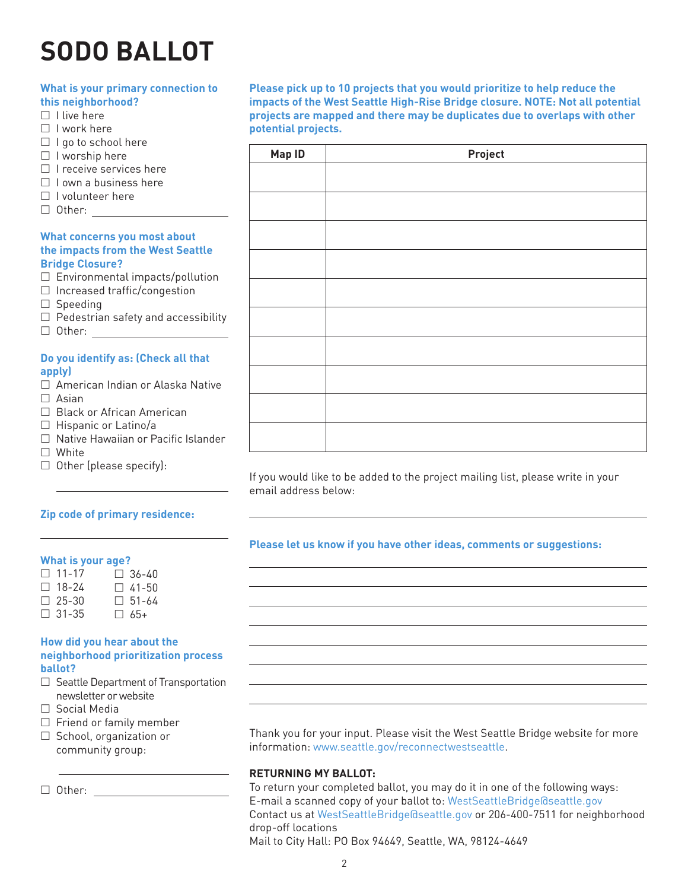# SODO BALLOT

**What is your primary connection to this neighborhood?**

- ☐ I live here
- ☐ I work here
- ☐ I go to school here
- ☐ I worship here
- ☐ I receive services here
- ☐ I own a business here
- ☐ I volunteer here
- ☐ Other: ____________________

**What concerns you most about the impacts from the West Seattle Bridge Closure?**

- ☐ Environmental impacts/pollution
- ☐ Increased traffic/congestion
- ☐ Speeding
- ☐ Pedestrian safety and accessibility
- ☐ Other: ____________________

**Do you identify as: (Check all that apply)**

- ☐ American Indian or Alaska Native
- ☐ Asian
- ☐ Black or African American
- ☐ Hispanic or Latino/a
- ☐ Native Hawaiian or Pacific Islander
- ☐ White
- ☐ Other (please specify): ____________________

**Zip code of primary residence:**

____________________

**What is your age?**

- ☐ 11-17
- ☐ 18-24
- ☐ 25-30
- ☐ 31-35
- ☐ 36-40
- ☐ 41-50
- ☐ 51-64
- ☐ 65+

**How did you hear about the neighborhood prioritization process ballot?**

- ☐ Seattle Department of Transportation newsletter or website
- ☐ Social Media
- ☐ Friend or family member
- ☐ School, organization or community group: ____________________
- ☐ Other: ____________________

**Please pick up to 10 projects that you would prioritize to help reduce the impacts of the West Seattle High-Rise Bridge closure. NOTE: Not all potential projects are mapped and there may be duplicates due to overlaps with other potential projects.**

| Map ID | Project |
|---|---|
| | |
| | |
| | |
| | |
| | |
| | |
| | |
| | |
| | |
| | |

If you would like to be added to the project mailing list, please write in your email address below:

____________________

**Please let us know if you have other ideas, comments or suggestions:**

____________________

Thank you for your input. Please visit the West Seattle Bridge website for more information: www.seattle.gov/reconnectwestseattle.

**RETURNING MY BALLOT:**

To return your completed ballot, you may do it in one of the following ways:

E-mail a scanned copy of your ballot to: WestSeattleBridge@seattle.gov

Contact us at WestSeattleBridge@seattle.gov or 206-400-7511 for neighborhood drop-off locations

Mail to City Hall: PO Box 94649, Seattle, WA, 98124-4649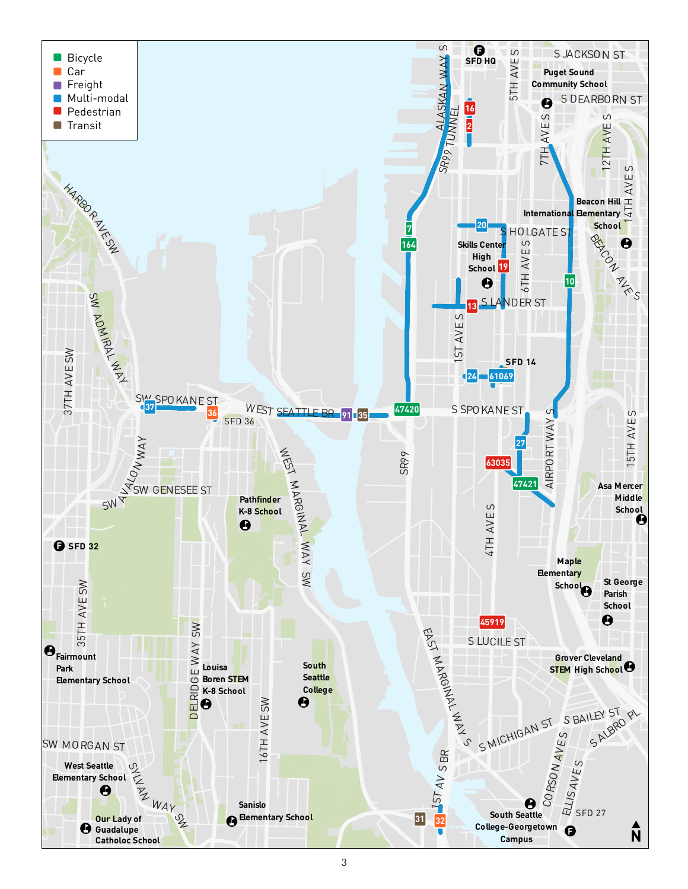- Bicycle
- Car
- Freight
- Multi-modal
- Pedestrian
- Transit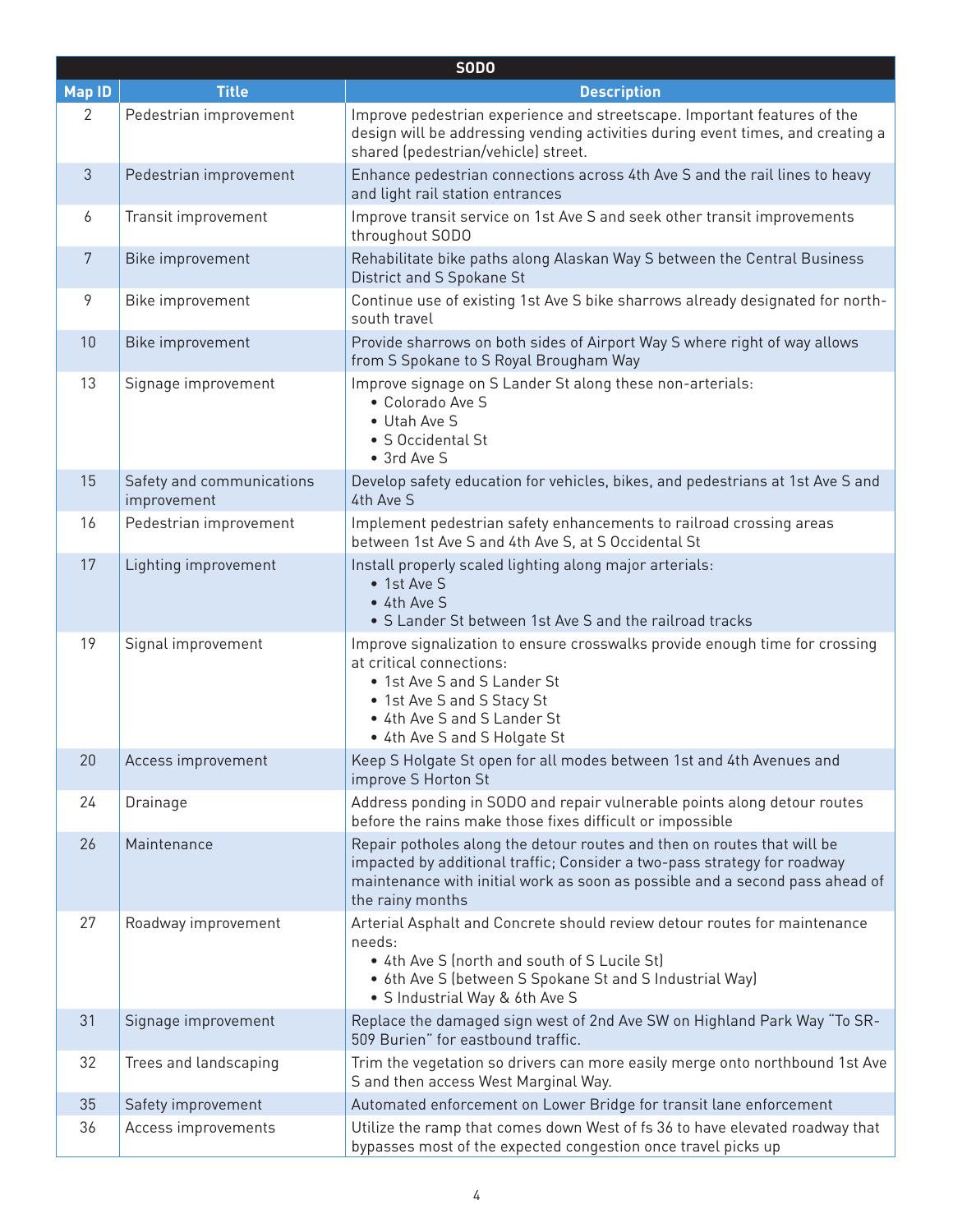| SODO | | |
|---|---|---|
| **Map ID** | **Title** | **Description** |
| 2 | Pedestrian improvement | Improve pedestrian experience and streetscape. Important features of the design will be addressing vending activities during event times, and creating a shared (pedestrian/vehicle) street. |
| 3 | Pedestrian improvement | Enhance pedestrian connections across 4th Ave S and the rail lines to heavy and light rail station entrances |
| 6 | Transit improvement | Improve transit service on 1st Ave S and seek other transit improvements throughout SODO |
| 7 | Bike improvement | Rehabilitate bike paths along Alaskan Way S between the Central Business District and S Spokane St |
| 9 | Bike improvement | Continue use of existing 1st Ave S bike sharrows already designated for north-south travel |
| 10 | Bike improvement | Provide sharrows on both sides of Airport Way S where right of way allows from S Spokane to S Royal Brougham Way |
| 13 | Signage improvement | Improve signage on S Lander St along these non-arterials:<br>• Colorado Ave S<br>• Utah Ave S<br>• S Occidental St<br>• 3rd Ave S |
| 15 | Safety and communications improvement | Develop safety education for vehicles, bikes, and pedestrians at 1st Ave S and 4th Ave S |
| 16 | Pedestrian improvement | Implement pedestrian safety enhancements to railroad crossing areas between 1st Ave S and 4th Ave S, at S Occidental St |
| 17 | Lighting improvement | Install properly scaled lighting along major arterials:<br>• 1st Ave S<br>• 4th Ave S<br>• S Lander St between 1st Ave S and the railroad tracks |
| 19 | Signal improvement | Improve signalization to ensure crosswalks provide enough time for crossing at critical connections:<br>• 1st Ave S and S Lander St<br>• 1st Ave S and S Stacy St<br>• 4th Ave S and S Lander St<br>• 4th Ave S and S Holgate St |
| 20 | Access improvement | Keep S Holgate St open for all modes between 1st and 4th Avenues and improve S Horton St |
| 24 | Drainage | Address ponding in SODO and repair vulnerable points along detour routes before the rains make those fixes difficult or impossible |
| 26 | Maintenance | Repair potholes along the detour routes and then on routes that will be impacted by additional traffic; Consider a two-pass strategy for roadway maintenance with initial work as soon as possible and a second pass ahead of the rainy months |
| 27 | Roadway improvement | Arterial Asphalt and Concrete should review detour routes for maintenance needs:<br>• 4th Ave S (north and south of S Lucile St)<br>• 6th Ave S (between S Spokane St and S Industrial Way)<br>• S Industrial Way & 6th Ave S |
| 31 | Signage improvement | Replace the damaged sign west of 2nd Ave SW on Highland Park Way "To SR-509 Burien" for eastbound traffic. |
| 32 | Trees and landscaping | Trim the vegetation so drivers can more easily merge onto northbound 1st Ave S and then access West Marginal Way. |
| 35 | Safety improvement | Automated enforcement on Lower Bridge for transit lane enforcement |
| 36 | Access improvements | Utilize the ramp that comes down West of fs 36 to have elevated roadway that bypasses most of the expected congestion once travel picks up |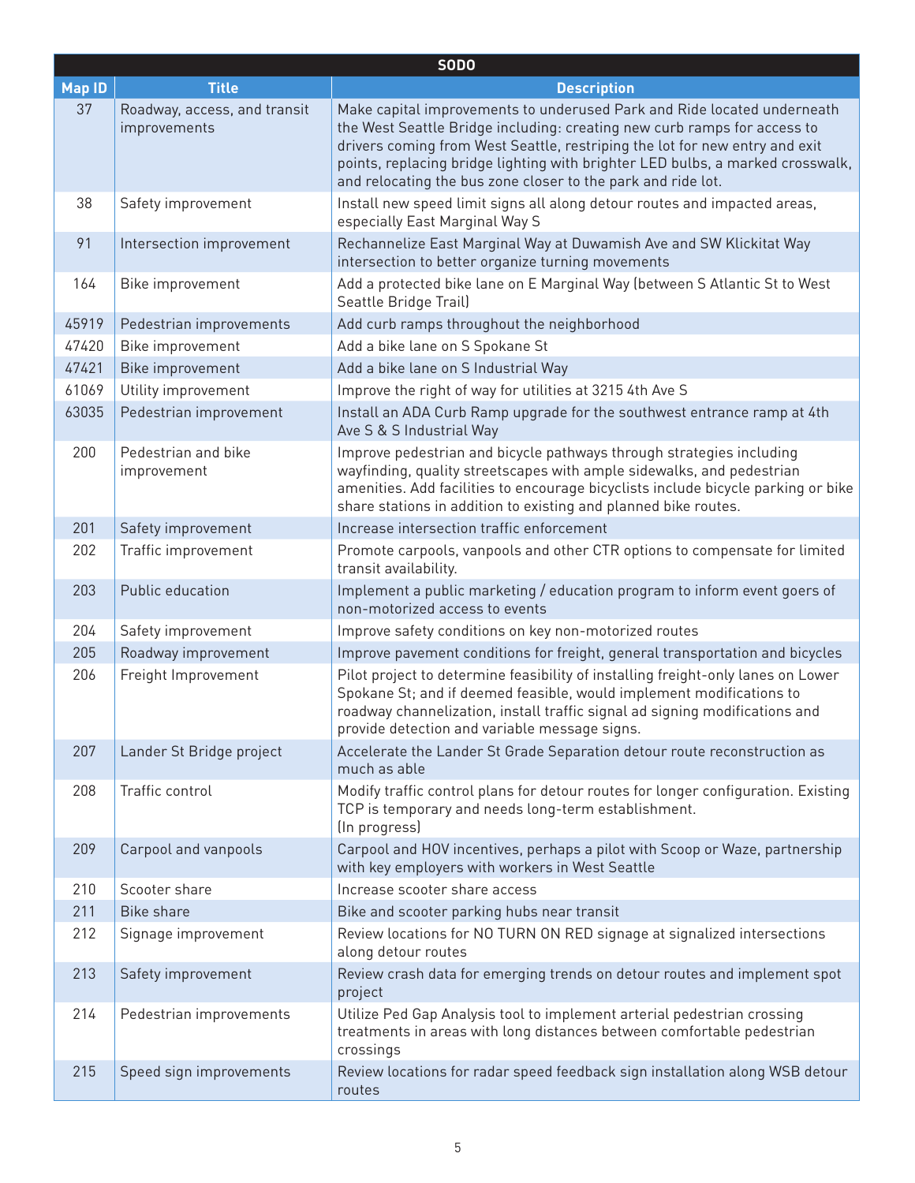| SODO | | |
|---|---|---|
| **Map ID** | **Title** | **Description** |
| 37 | Roadway, access, and transit improvements | Make capital improvements to underused Park and Ride located underneath the West Seattle Bridge including: creating new curb ramps for access to drivers coming from West Seattle, restriping the lot for new entry and exit points, replacing bridge lighting with brighter LED bulbs, a marked crosswalk, and relocating the bus zone closer to the park and ride lot. |
| 38 | Safety improvement | Install new speed limit signs all along detour routes and impacted areas, especially East Marginal Way S |
| 91 | Intersection improvement | Rechannelize East Marginal Way at Duwamish Ave and SW Klickitat Way intersection to better organize turning movements |
| 164 | Bike improvement | Add a protected bike lane on E Marginal Way (between S Atlantic St to West Seattle Bridge Trail) |
| 45919 | Pedestrian improvements | Add curb ramps throughout the neighborhood |
| 47420 | Bike improvement | Add a bike lane on S Spokane St |
| 47421 | Bike improvement | Add a bike lane on S Industrial Way |
| 61069 | Utility improvement | Improve the right of way for utilities at 3215 4th Ave S |
| 63035 | Pedestrian improvement | Install an ADA Curb Ramp upgrade for the southwest entrance ramp at 4th Ave S & S Industrial Way |
| 200 | Pedestrian and bike improvement | Improve pedestrian and bicycle pathways through strategies including wayfinding, quality streetscapes with ample sidewalks, and pedestrian amenities. Add facilities to encourage bicyclists include bicycle parking or bike share stations in addition to existing and planned bike routes. |
| 201 | Safety improvement | Increase intersection traffic enforcement |
| 202 | Traffic improvement | Promote carpools, vanpools and other CTR options to compensate for limited transit availability. |
| 203 | Public education | Implement a public marketing / education program to inform event goers of non-motorized access to events |
| 204 | Safety improvement | Improve safety conditions on key non-motorized routes |
| 205 | Roadway improvement | Improve pavement conditions for freight, general transportation and bicycles |
| 206 | Freight Improvement | Pilot project to determine feasibility of installing freight-only lanes on Lower Spokane St; and if deemed feasible, would implement modifications to roadway channelization, install traffic signal ad signing modifications and provide detection and variable message signs. |
| 207 | Lander St Bridge project | Accelerate the Lander St Grade Separation detour route reconstruction as much as able |
| 208 | Traffic control | Modify traffic control plans for detour routes for longer configuration. Existing TCP is temporary and needs long-term establishment. (In progress) |
| 209 | Carpool and vanpools | Carpool and HOV incentives, perhaps a pilot with Scoop or Waze, partnership with key employers with workers in West Seattle |
| 210 | Scooter share | Increase scooter share access |
| 211 | Bike share | Bike and scooter parking hubs near transit |
| 212 | Signage improvement | Review locations for NO TURN ON RED signage at signalized intersections along detour routes |
| 213 | Safety improvement | Review crash data for emerging trends on detour routes and implement spot project |
| 214 | Pedestrian improvements | Utilize Ped Gap Analysis tool to implement arterial pedestrian crossing treatments in areas with long distances between comfortable pedestrian crossings |
| 215 | Speed sign improvements | Review locations for radar speed feedback sign installation along WSB detour routes |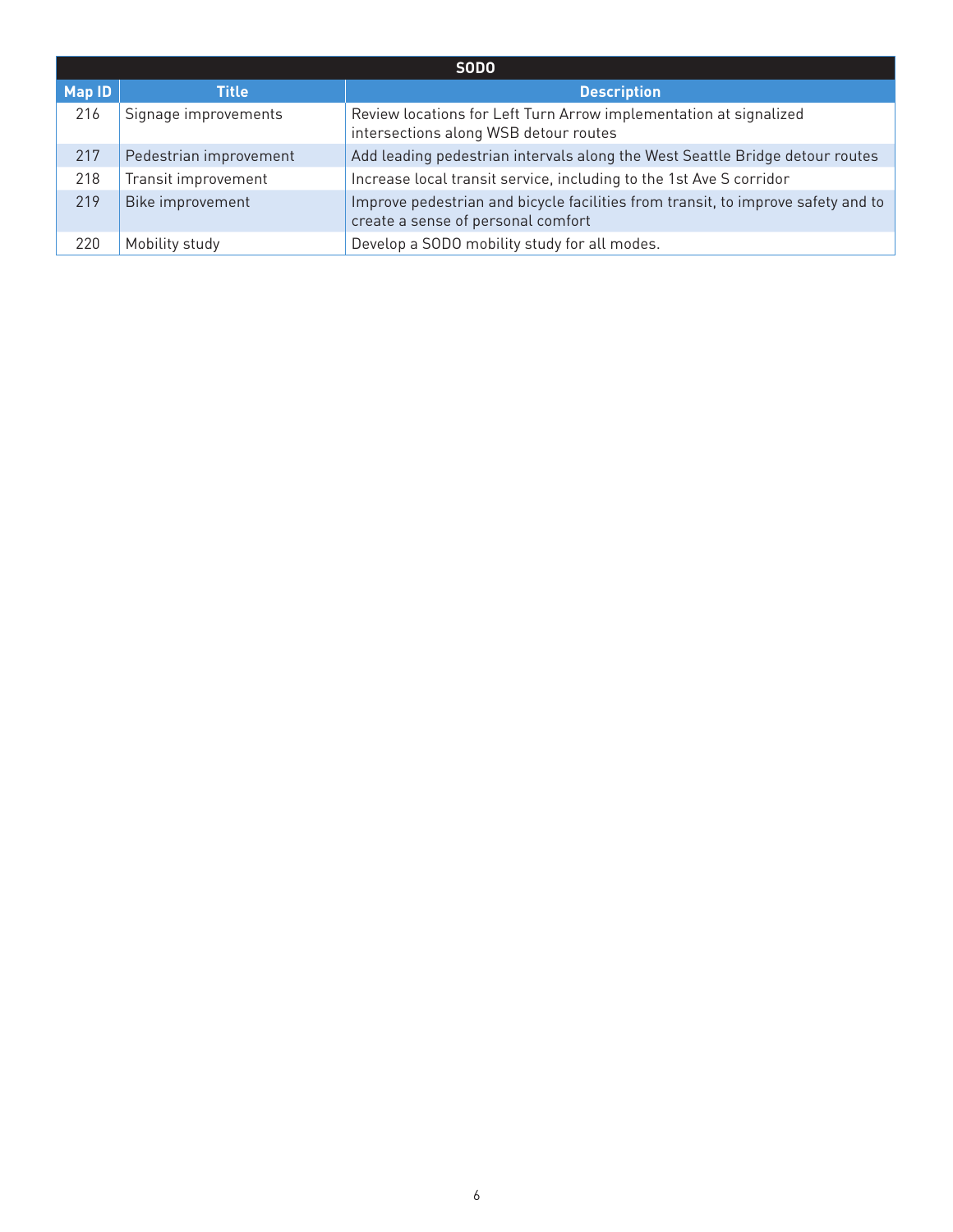| SODO | | |
|---|---|---|
| **Map ID** | **Title** | **Description** |
| 216 | Signage improvements | Review locations for Left Turn Arrow implementation at signalized intersections along WSB detour routes |
| 217 | Pedestrian improvement | Add leading pedestrian intervals along the West Seattle Bridge detour routes |
| 218 | Transit improvement | Increase local transit service, including to the 1st Ave S corridor |
| 219 | Bike improvement | Improve pedestrian and bicycle facilities from transit, to improve safety and to create a sense of personal comfort |
| 220 | Mobility study | Develop a SODO mobility study for all modes. |